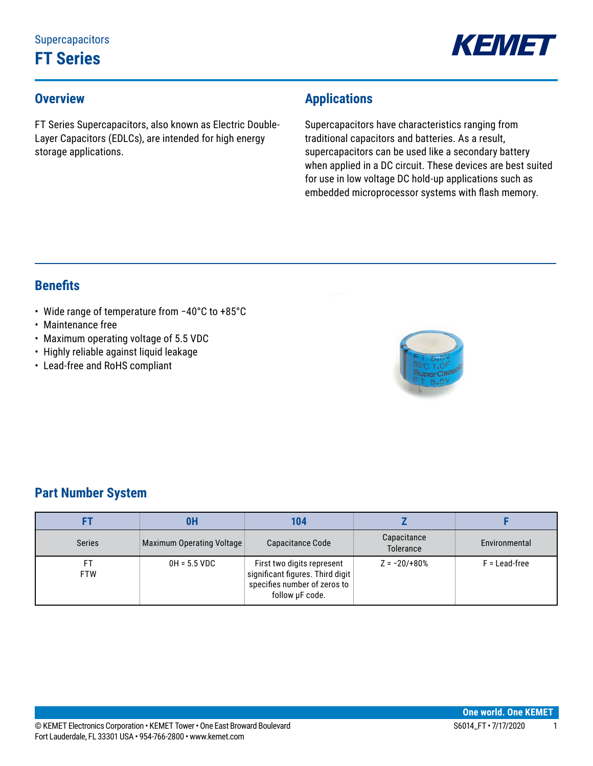Supercapacitors

# FT Series

## Overview

FT Series Supercapacitors, also known as Electric Double-Layer Capacitors (EDLCs), are intended for high energy storage applications.

## Applications

Supercapacitors have characteristics ranging from traditional capacitors and batteries. As a result, supercapacitors can be used like a secondary battery when applied in a DC circuit. These devices are best suited for use in low voltage DC hold-up applications such as embedded microprocessor systems with flash memory.

## Benefits

- Wide range of temperature from −40°C to +85°C
- Maintenance free
- Maximum operating voltage of 5.5 VDC
- Highly reliable against liquid leakage
- Lead-free and RoHS compliant

## Part Number System

| FT | 0H | 104 | Z | F |
|---|---|---|---|---|
| Series | Maximum Operating Voltage | Capacitance Code | Capacitance Tolerance | Environmental |
| FT<br>FTW | 0H = 5.5 VDC | First two digits represent significant figures. Third digit specifies number of zeros to follow µF code. | Z = −20/+80% | F = Lead-free |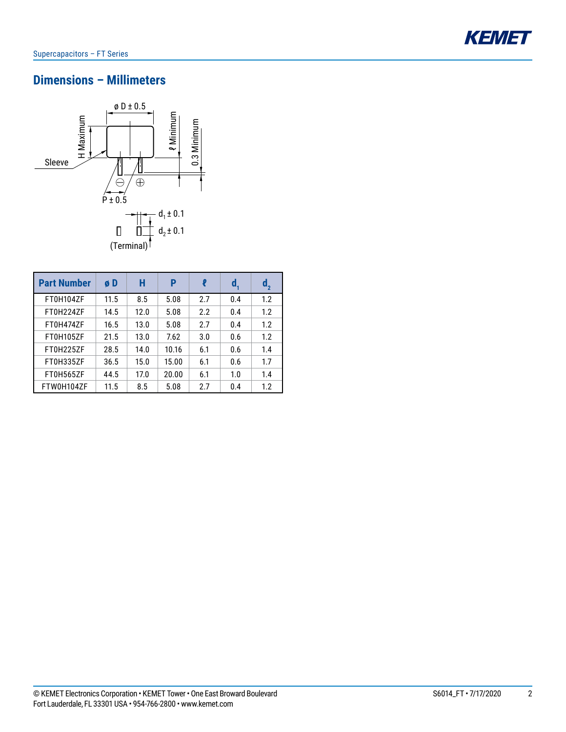## Dimensions – Millimeters

ø D ± 0.5

H Maximum

ℓ Minimum

0.3 Minimum

Sleeve

⊖ ⊕

P ± 0.5

$d_1$ ± 0.1

$d_2$ ± 0.1

(Terminal)

| Part Number | ø D | H | P | ℓ | $d_1$ | $d_2$ |
|---|---|---|---|---|---|---|
| FT0H104ZF | 11.5 | 8.5 | 5.08 | 2.7 | 0.4 | 1.2 |
| FT0H224ZF | 14.5 | 12.0 | 5.08 | 2.2 | 0.4 | 1.2 |
| FT0H474ZF | 16.5 | 13.0 | 5.08 | 2.7 | 0.4 | 1.2 |
| FT0H105ZF | 21.5 | 13.0 | 7.62 | 3.0 | 0.6 | 1.2 |
| FT0H225ZF | 28.5 | 14.0 | 10.16 | 6.1 | 0.6 | 1.4 |
| FT0H335ZF | 36.5 | 15.0 | 15.00 | 6.1 | 0.6 | 1.7 |
| FT0H565ZF | 44.5 | 17.0 | 20.00 | 6.1 | 1.0 | 1.4 |
| FTW0H104ZF | 11.5 | 8.5 | 5.08 | 2.7 | 0.4 | 1.2 |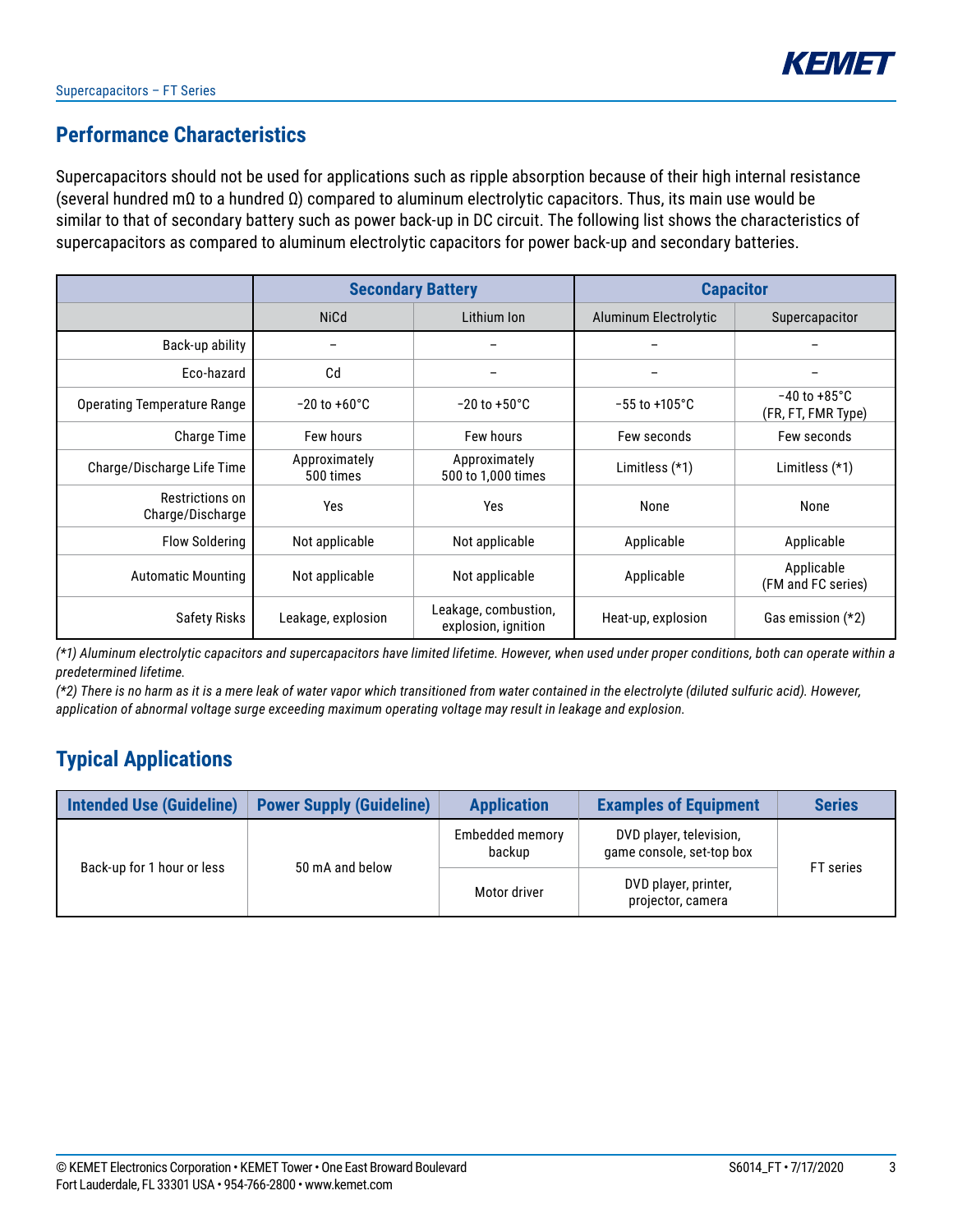## Performance Characteristics

Supercapacitors should not be used for applications such as ripple absorption because of their high internal resistance (several hundred mΩ to a hundred Ω) compared to aluminum electrolytic capacitors. Thus, its main use would be similar to that of secondary battery such as power back-up in DC circuit. The following list shows the characteristics of supercapacitors as compared to aluminum electrolytic capacitors for power back-up and secondary batteries.

| | Secondary Battery | | Capacitor | |
|---|---|---|---|---|
| | NiCd | Lithium Ion | Aluminum Electrolytic | Supercapacitor |
| Back-up ability | – | – | – | – |
| Eco-hazard | Cd | – | – | – |
| Operating Temperature Range | −20 to +60°C | −20 to +50°C | −55 to +105°C | −40 to +85°C (FR, FT, FMR Type) |
| Charge Time | Few hours | Few hours | Few seconds | Few seconds |
| Charge/Discharge Life Time | Approximately 500 times | Approximately 500 to 1,000 times | Limitless (*1) | Limitless (*1) |
| Restrictions on Charge/Discharge | Yes | Yes | None | None |
| Flow Soldering | Not applicable | Not applicable | Applicable | Applicable |
| Automatic Mounting | Not applicable | Not applicable | Applicable | Applicable (FM and FC series) |
| Safety Risks | Leakage, explosion | Leakage, combustion, explosion, ignition | Heat-up, explosion | Gas emission (*2) |

*(*1) Aluminum electrolytic capacitors and supercapacitors have limited lifetime. However, when used under proper conditions, both can operate within a predetermined lifetime.*

*(*2) There is no harm as it is a mere leak of water vapor which transitioned from water contained in the electrolyte (diluted sulfuric acid). However, application of abnormal voltage surge exceeding maximum operating voltage may result in leakage and explosion.*

## Typical Applications

| Intended Use (Guideline) | Power Supply (Guideline) | Application | Examples of Equipment | Series |
|---|---|---|---|---|
| Back-up for 1 hour or less | 50 mA and below | Embedded memory backup | DVD player, television, game console, set-top box | FT series |
| | | Motor driver | DVD player, printer, projector, camera | |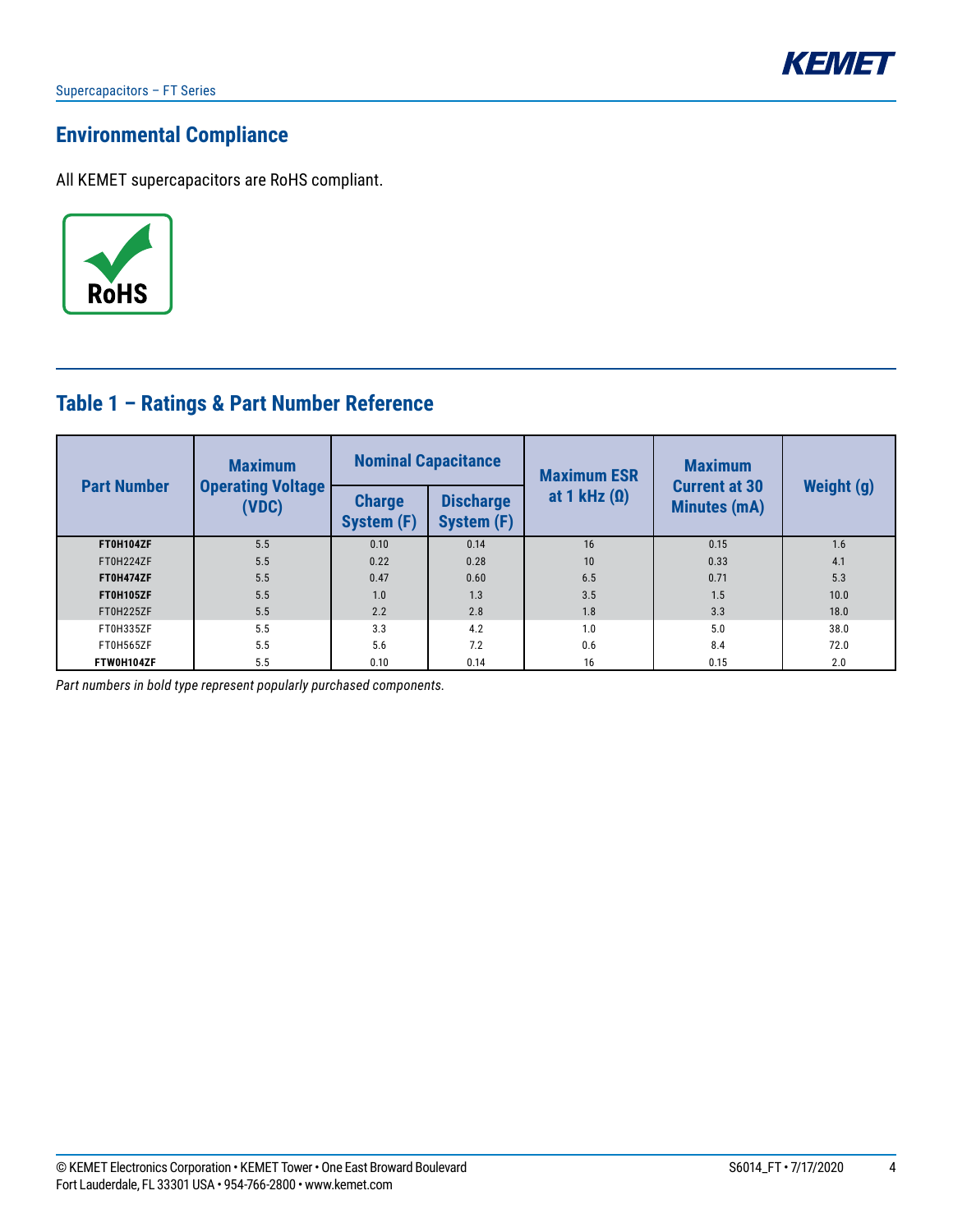## Environmental Compliance

All KEMET supercapacitors are RoHS compliant.

RoHS

## Table 1 – Ratings & Part Number Reference

| Part Number | Maximum Operating Voltage (VDC) | Nominal Capacitance | | Maximum ESR at 1 kHz (Ω) | Maximum Current at 30 Minutes (mA) | Weight (g) |
|---|---|---|---|---|---|---|
| | | Charge System (F) | Discharge System (F) | | | |
| **FT0H104ZF** | 5.5 | 0.10 | 0.14 | 16 | 0.15 | 1.6 |
| FT0H224ZF | 5.5 | 0.22 | 0.28 | 10 | 0.33 | 4.1 |
| **FT0H474ZF** | 5.5 | 0.47 | 0.60 | 6.5 | 0.71 | 5.3 |
| **FT0H105ZF** | 5.5 | 1.0 | 1.3 | 3.5 | 1.5 | 10.0 |
| FT0H225ZF | 5.5 | 2.2 | 2.8 | 1.8 | 3.3 | 18.0 |
| FT0H335ZF | 5.5 | 3.3 | 4.2 | 1.0 | 5.0 | 38.0 |
| FT0H565ZF | 5.5 | 5.6 | 7.2 | 0.6 | 8.4 | 72.0 |
| **FTW0H104ZF** | 5.5 | 0.10 | 0.14 | 16 | 0.15 | 2.0 |

*Part numbers in bold type represent popularly purchased components.*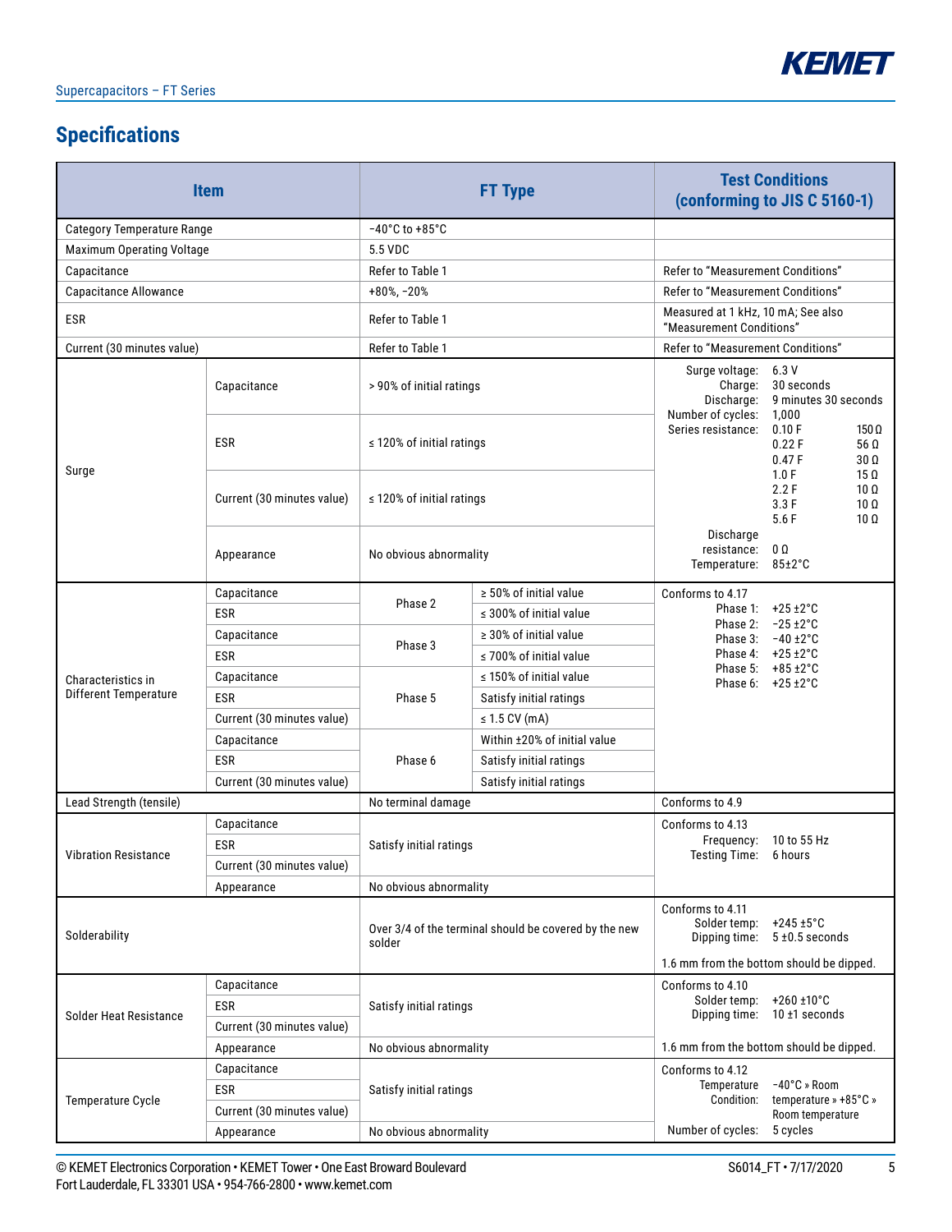## Specifications

| Item | | FT Type | | Test Conditions (conforming to JIS C 5160-1) |
|---|---|---|---|---|
| Category Temperature Range | | −40°C to +85°C | | |
| Maximum Operating Voltage | | 5.5 VDC | | |
| Capacitance | | Refer to Table 1 | | Refer to "Measurement Conditions" |
| Capacitance Allowance | | +80%, −20% | | Refer to "Measurement Conditions" |
| ESR | | Refer to Table 1 | | Measured at 1 kHz, 10 mA; See also "Measurement Conditions" |
| Current (30 minutes value) | | Refer to Table 1 | | Refer to "Measurement Conditions" |
| Surge | Capacitance | > 90% of initial ratings | | Surge voltage: 6.3 V<br>Charge: 30 seconds<br>Discharge: 9 minutes 30 seconds<br>Number of cycles: 1,000<br>Series resistance: 0.10 F 150 Ω; 0.22 F 56 Ω; 0.47 F 30 Ω; 1.0 F 15 Ω; 2.2 F 10 Ω; 3.3 F 10 Ω; 5.6 F 10 Ω<br>Discharge resistance: 0 Ω<br>Temperature: 85±2°C |
| | ESR | ≤ 120% of initial ratings | | |
| | Current (30 minutes value) | ≤ 120% of initial ratings | | |
| | Appearance | No obvious abnormality | | |
| Characteristics in Different Temperature | Capacitance | Phase 2 | ≥ 50% of initial value | Conforms to 4.17<br>Phase 1: +25 ±2°C<br>Phase 2: −25 ±2°C<br>Phase 3: −40 ±2°C<br>Phase 4: +25 ±2°C<br>Phase 5: +85 ±2°C<br>Phase 6: +25 ±2°C |
| | ESR | | ≤ 300% of initial value | |
| | Capacitance | Phase 3 | ≥ 30% of initial value | |
| | ESR | | ≤ 700% of initial value | |
| | Capacitance | Phase 5 | ≤ 150% of initial value | |
| | ESR | | Satisfy initial ratings | |
| | Current (30 minutes value) | | ≤ 1.5 CV (mA) | |
| | Capacitance | Phase 6 | Within ±20% of initial value | |
| | ESR | | Satisfy initial ratings | |
| | Current (30 minutes value) | | Satisfy initial ratings | |
| Lead Strength (tensile) | | No terminal damage | | Conforms to 4.9 |
| Vibration Resistance | Capacitance | Satisfy initial ratings | | Conforms to 4.13<br>Frequency: 10 to 55 Hz<br>Testing Time: 6 hours |
| | ESR | | | |
| | Current (30 minutes value) | | | |
| | Appearance | No obvious abnormality | | |
| Solderability | | Over 3/4 of the terminal should be covered by the new solder | | Conforms to 4.11<br>Solder temp: +245 ±5°C<br>Dipping time: 5 ±0.5 seconds<br>1.6 mm from the bottom should be dipped. |
| Solder Heat Resistance | Capacitance | Satisfy initial ratings | | Conforms to 4.10<br>Solder temp: +260 ±10°C<br>Dipping time: 10 ±1 seconds<br>1.6 mm from the bottom should be dipped. |
| | ESR | | | |
| | Current (30 minutes value) | | | |
| | Appearance | No obvious abnormality | | |
| Temperature Cycle | Capacitance | Satisfy initial ratings | | Conforms to 4.12<br>Temperature Condition: −40°C » Room temperature » +85°C » Room temperature<br>Number of cycles: 5 cycles |
| | ESR | | | |
| | Current (30 minutes value) | | | |
| | Appearance | No obvious abnormality | | |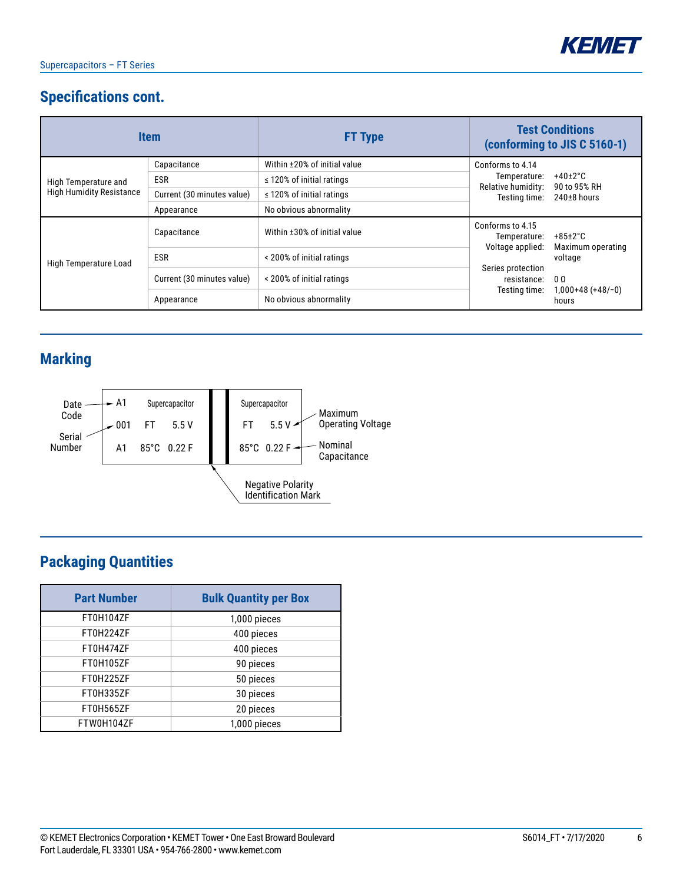## Specifications cont.

| Item | | FT Type | Test Conditions (conforming to JIS C 5160-1) |
|---|---|---|---|
| High Temperature and High Humidity Resistance | Capacitance | Within ±20% of initial value | Conforms to 4.14<br>Temperature: +40±2°C<br>Relative humidity: 90 to 95% RH<br>Testing time: 240±8 hours |
| | ESR | ≤ 120% of initial ratings | |
| | Current (30 minutes value) | ≤ 120% of initial ratings | |
| | Appearance | No obvious abnormality | |
| High Temperature Load | Capacitance | Within ±30% of initial value | Conforms to 4.15<br>Temperature: +85±2°C<br>Voltage applied: Maximum operating voltage<br>Series protection resistance: 0 Ω<br>Testing time: 1,000+48 (+48/−0) hours |
| | ESR | < 200% of initial ratings | |
| | Current (30 minutes value) | < 200% of initial ratings | |
| | Appearance | No obvious abnormality | |

## Marking

Date Code
Serial Number

A1 Supercapacitor
001 FT 5.5 V
A1 85°C 0.22 F

Supercapacitor
FT 5.5 V
85°C 0.22 F

Maximum Operating Voltage
Nominal Capacitance
Negative Polarity Identification Mark

## Packaging Quantities

| Part Number | Bulk Quantity per Box |
|---|---|
| FT0H104ZF | 1,000 pieces |
| FT0H224ZF | 400 pieces |
| FT0H474ZF | 400 pieces |
| FT0H105ZF | 90 pieces |
| FT0H225ZF | 50 pieces |
| FT0H335ZF | 30 pieces |
| FT0H565ZF | 20 pieces |
| FTW0H104ZF | 1,000 pieces |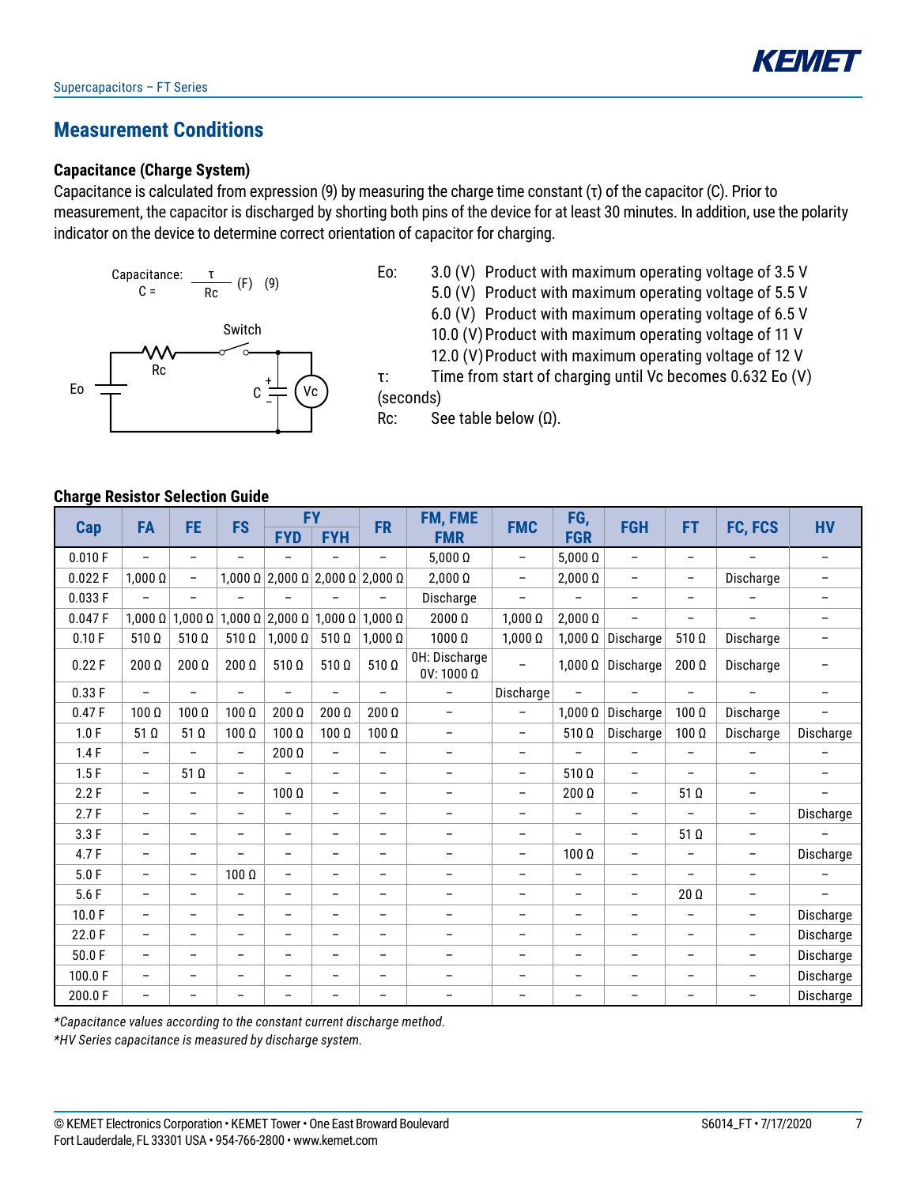## Measurement Conditions

### Capacitance (Charge System)

Capacitance is calculated from expression (9) by measuring the charge time constant (τ) of the capacitor (C). Prior to measurement, the capacitor is discharged by shorting both pins of the device for at least 30 minutes. In addition, use the polarity indicator on the device to determine correct orientation of capacitor for charging.

Capacitance: $C = \frac{\tau}{Rc}$ (F) (9)

Switch

Rc

Eo

C

Vc

Eo: 3.0 (V) Product with maximum operating voltage of 3.5 V
5.0 (V) Product with maximum operating voltage of 5.5 V
6.0 (V) Product with maximum operating voltage of 6.5 V
10.0 (V) Product with maximum operating voltage of 11 V
12.0 (V) Product with maximum operating voltage of 12 V

τ: Time from start of charging until Vc becomes 0.632 Eo (V) (seconds)

Rc: See table below (Ω).

### Charge Resistor Selection Guide

| Cap | FA | FE | FS | FY | | FR | FM, FME FMR | FMC | FG, FGR | FGH | FT | FC, FCS | HV |
|---|---|---|---|---|---|---|---|---|---|---|---|---|---|
| | | | | FYD | FYH | | | | | | | | |
| 0.010 F | – | – | – | – | – | – | 5,000 Ω | – | 5,000 Ω | – | – | – | – |
| 0.022 F | 1,000 Ω | – | 1,000 Ω | 2,000 Ω | 2,000 Ω | 2,000 Ω | 2,000 Ω | – | 2,000 Ω | – | – | Discharge | – |
| 0.033 F | – | – | – | – | – | – | Discharge | – | – | – | – | – | – |
| 0.047 F | 1,000 Ω | 1,000 Ω | 1,000 Ω | 2,000 Ω | 1,000 Ω | 1,000 Ω | 2000 Ω | 1,000 Ω | 2,000 Ω | – | – | – | – |
| 0.10 F | 510 Ω | 510 Ω | 510 Ω | 1,000 Ω | 510 Ω | 1,000 Ω | 1000 Ω | 1,000 Ω | 1,000 Ω | Discharge | 510 Ω | Discharge | – |
| 0.22 F | 200 Ω | 200 Ω | 200 Ω | 510 Ω | 510 Ω | 510 Ω | 0H: Discharge 0V: 1000 Ω | – | 1,000 Ω | Discharge | 200 Ω | Discharge | – |
| 0.33 F | – | – | – | – | – | – | – | Discharge | – | – | – | – | – |
| 0.47 F | 100 Ω | 100 Ω | 100 Ω | 200 Ω | 200 Ω | 200 Ω | – | – | 1,000 Ω | Discharge | 100 Ω | Discharge | – |
| 1.0 F | 51 Ω | 51 Ω | 100 Ω | 100 Ω | 100 Ω | 100 Ω | – | – | 510 Ω | Discharge | 100 Ω | Discharge | Discharge |
| 1.4 F | – | – | – | 200 Ω | – | – | – | – | – | – | – | – | – |
| 1.5 F | – | 51 Ω | – | – | – | – | – | – | 510 Ω | – | – | – | – |
| 2.2 F | – | – | – | 100 Ω | – | – | – | – | 200 Ω | – | 51 Ω | – | – |
| 2.7 F | – | – | – | – | – | – | – | – | – | – | – | – | Discharge |
| 3.3 F | – | – | – | – | – | – | – | – | – | – | 51 Ω | – | – |
| 4.7 F | – | – | – | – | – | – | – | – | 100 Ω | – | – | – | Discharge |
| 5.0 F | – | – | 100 Ω | – | – | – | – | – | – | – | – | – | – |
| 5.6 F | – | – | – | – | – | – | – | – | – | – | 20 Ω | – | – |
| 10.0 F | – | – | – | – | – | – | – | – | – | – | – | – | Discharge |
| 22.0 F | – | – | – | – | – | – | – | – | – | – | – | – | Discharge |
| 50.0 F | – | – | – | – | – | – | – | – | – | – | – | – | Discharge |
| 100.0 F | – | – | – | – | – | – | – | – | – | – | – | – | Discharge |
| 200.0 F | – | – | – | – | – | – | – | – | – | – | – | – | Discharge |

*\*Capacitance values according to the constant current discharge method.*

*\*HV Series capacitance is measured by discharge system.*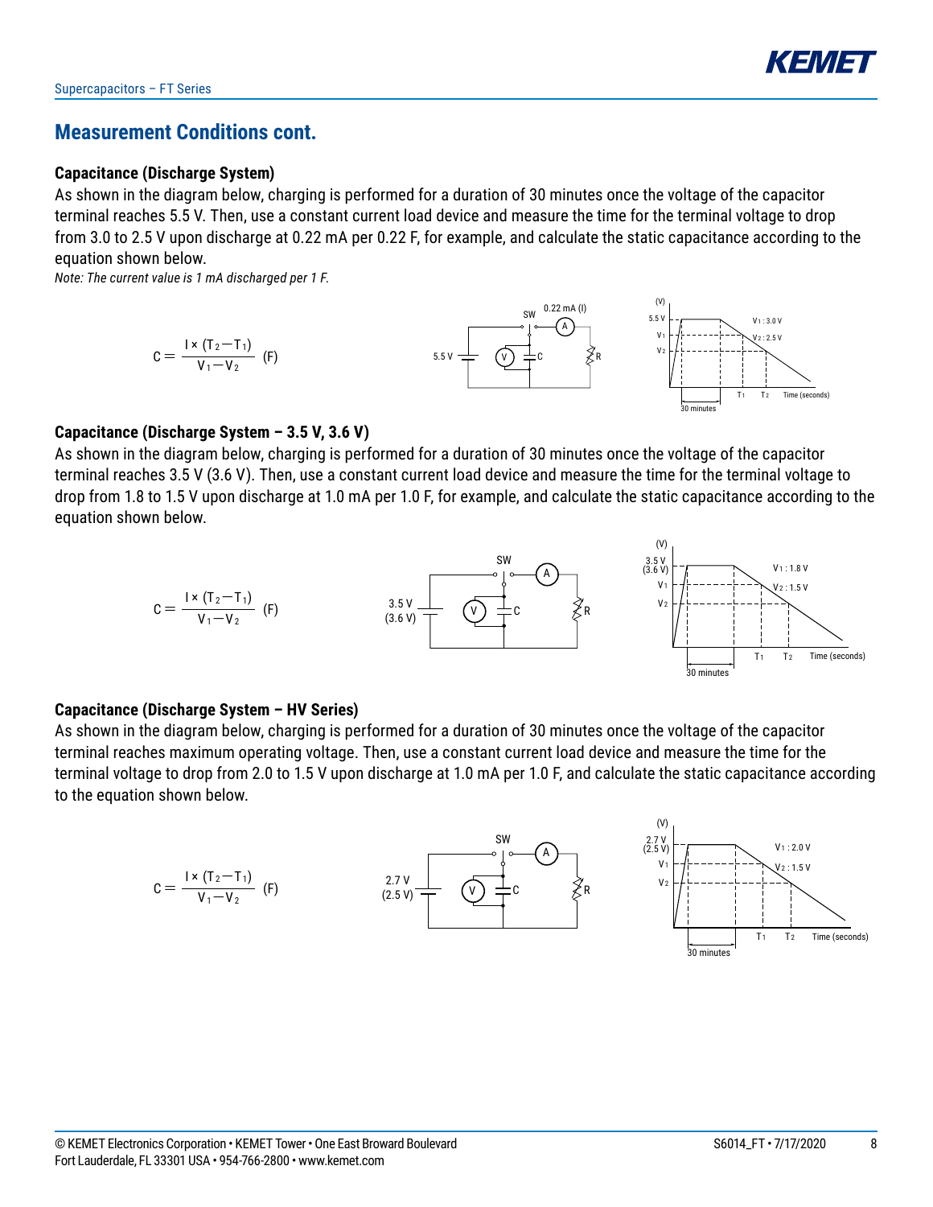## Measurement Conditions cont.

### Capacitance (Discharge System)

As shown in the diagram below, charging is performed for a duration of 30 minutes once the voltage of the capacitor terminal reaches 5.5 V. Then, use a constant current load device and measure the time for the terminal voltage to drop from 3.0 to 2.5 V upon discharge at 0.22 mA per 0.22 F, for example, and calculate the static capacitance according to the equation shown below.

*Note: The current value is 1 mA discharged per 1 F.*

$$C = \frac{I \times (T_2 - T_1)}{V_1 - V_2} \text{ (F)}$$

SW
0.22 mA (I)
A
5.5 V
V
C
R

(V)
5.5 V
$V_1$
$V_2$
$V_1$ : 3.0 V
$V_2$ : 2.5 V
$T_1$
$T_2$
Time (seconds)
30 minutes

### Capacitance (Discharge System – 3.5 V, 3.6 V)

As shown in the diagram below, charging is performed for a duration of 30 minutes once the voltage of the capacitor terminal reaches 3.5 V (3.6 V). Then, use a constant current load device and measure the time for the terminal voltage to drop from 1.8 to 1.5 V upon discharge at 1.0 mA per 1.0 F, for example, and calculate the static capacitance according to the equation shown below.

$$C = \frac{I \times (T_2 - T_1)}{V_1 - V_2} \text{ (F)}$$

SW
A
3.5 V
(3.6 V)
V
C
R

(V)
3.5 V
(3.6 V)
$V_1$
$V_2$
$V_1$ : 1.8 V
$V_2$ : 1.5 V
$T_1$
$T_2$
Time (seconds)
30 minutes

### Capacitance (Discharge System – HV Series)

As shown in the diagram below, charging is performed for a duration of 30 minutes once the voltage of the capacitor terminal reaches maximum operating voltage. Then, use a constant current load device and measure the time for the terminal voltage to drop from 2.0 to 1.5 V upon discharge at 1.0 mA per 1.0 F, and calculate the static capacitance according to the equation shown below.

$$C = \frac{I \times (T_2 - T_1)}{V_1 - V_2} \text{ (F)}$$

SW
A
2.7 V
(2.5 V)
V
C
R

(V)
2.7 V
(2.5 V)
$V_1$
$V_2$
$V_1$ : 2.0 V
$V_2$ : 1.5 V
$T_1$
$T_2$
Time (seconds)
30 minutes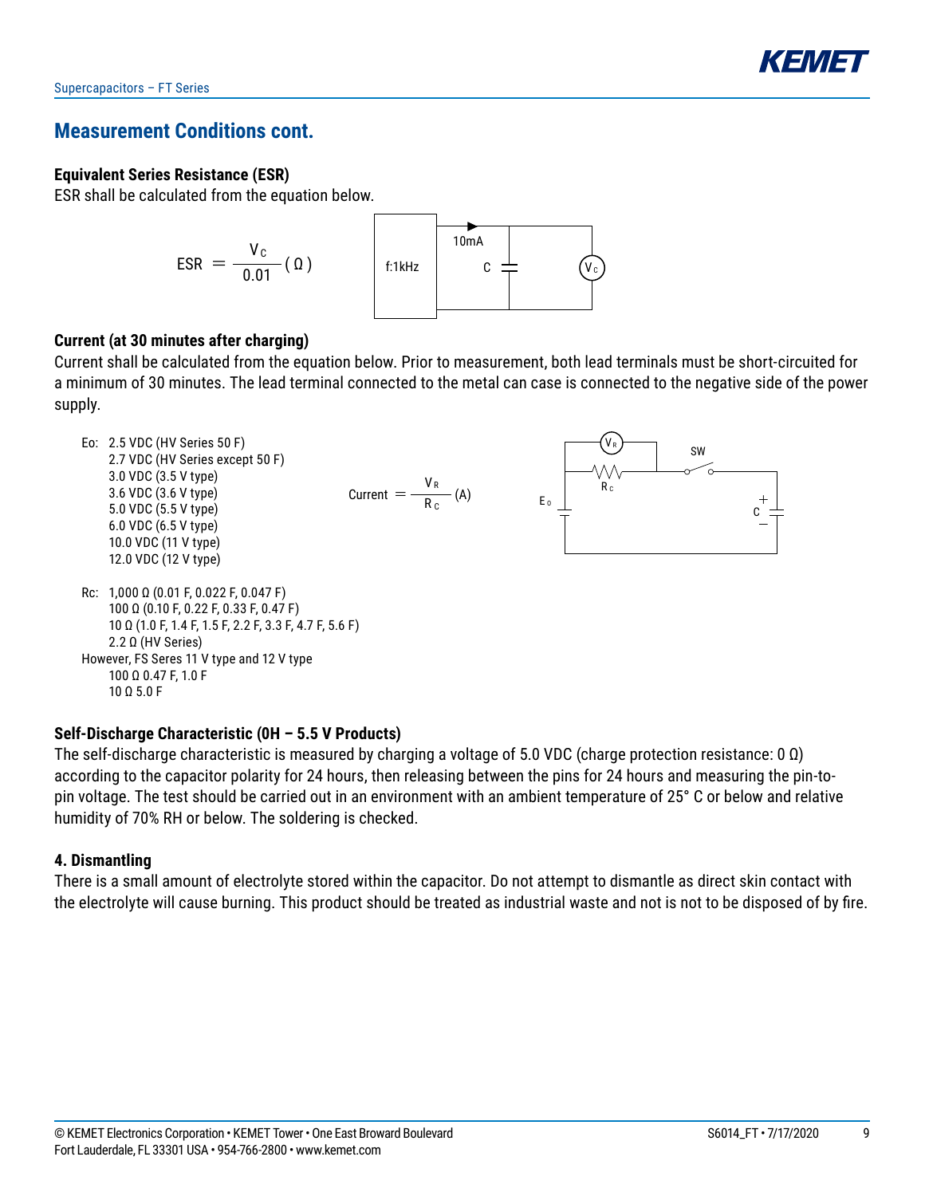## Measurement Conditions cont.

### Equivalent Series Resistance (ESR)

ESR shall be calculated from the equation below.

$$ESR = \frac{V_C}{0.01} \ (\Omega)$$

f:1kHz

10mA

C

$V_C$

### Current (at 30 minutes after charging)

Current shall be calculated from the equation below. Prior to measurement, both lead terminals must be short-circuited for a minimum of 30 minutes. The lead terminal connected to the metal can case is connected to the negative side of the power supply.

Eo: 2.5 VDC (HV Series 50 F)
2.7 VDC (HV Series except 50 F)
3.0 VDC (3.5 V type)
3.6 VDC (3.6 V type)
5.0 VDC (5.5 V type)
6.0 VDC (6.5 V type)
10.0 VDC (11 V type)
12.0 VDC (12 V type)

$$\text{Current} = \frac{V_R}{R_C} \ (A)$$

$V_R$

SW

$R_C$

$E_O$

C

Rc: 1,000 Ω (0.01 F, 0.022 F, 0.047 F)
100 Ω (0.10 F, 0.22 F, 0.33 F, 0.47 F)
10 Ω (1.0 F, 1.4 F, 1.5 F, 2.2 F, 3.3 F, 4.7 F, 5.6 F)
2.2 Ω (HV Series)
However, FS Seres 11 V type and 12 V type
100 Ω 0.47 F, 1.0 F
10 Ω 5.0 F

### Self-Discharge Characteristic (0H – 5.5 V Products)

The self-discharge characteristic is measured by charging a voltage of 5.0 VDC (charge protection resistance: 0 Ω) according to the capacitor polarity for 24 hours, then releasing between the pins for 24 hours and measuring the pin-to-pin voltage. The test should be carried out in an environment with an ambient temperature of 25° C or below and relative humidity of 70% RH or below. The soldering is checked.

### 4. Dismantling

There is a small amount of electrolyte stored within the capacitor. Do not attempt to dismantle as direct skin contact with the electrolyte will cause burning. This product should be treated as industrial waste and not is not to be disposed of by fire.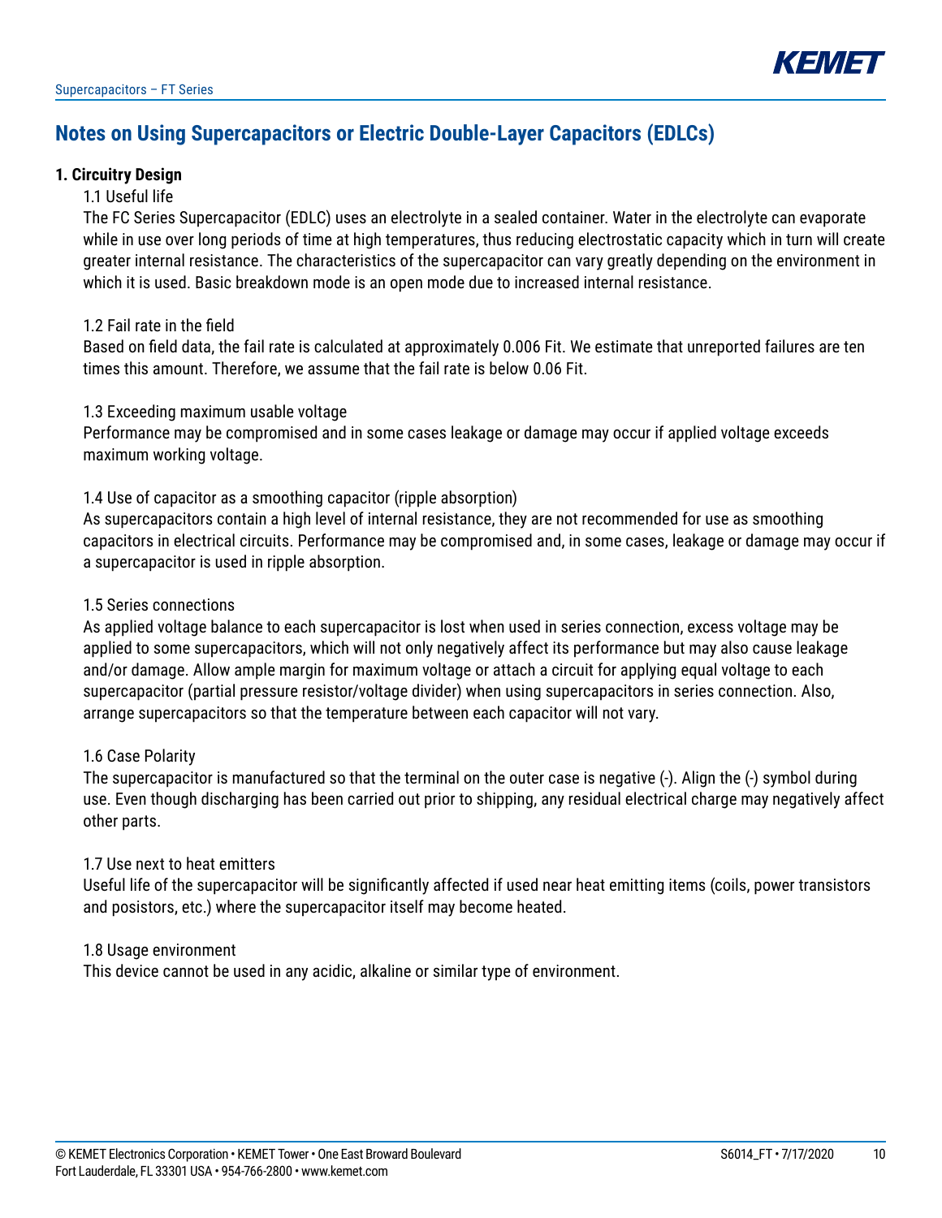# Notes on Using Supercapacitors or Electric Double-Layer Capacitors (EDLCs)

## 1. Circuitry Design

### 1.1 Useful life

The FC Series Supercapacitor (EDLC) uses an electrolyte in a sealed container. Water in the electrolyte can evaporate while in use over long periods of time at high temperatures, thus reducing electrostatic capacity which in turn will create greater internal resistance. The characteristics of the supercapacitor can vary greatly depending on the environment in which it is used. Basic breakdown mode is an open mode due to increased internal resistance.

### 1.2 Fail rate in the field

Based on field data, the fail rate is calculated at approximately 0.006 Fit. We estimate that unreported failures are ten times this amount. Therefore, we assume that the fail rate is below 0.06 Fit.

### 1.3 Exceeding maximum usable voltage

Performance may be compromised and in some cases leakage or damage may occur if applied voltage exceeds maximum working voltage.

### 1.4 Use of capacitor as a smoothing capacitor (ripple absorption)

As supercapacitors contain a high level of internal resistance, they are not recommended for use as smoothing capacitors in electrical circuits. Performance may be compromised and, in some cases, leakage or damage may occur if a supercapacitor is used in ripple absorption.

### 1.5 Series connections

As applied voltage balance to each supercapacitor is lost when used in series connection, excess voltage may be applied to some supercapacitors, which will not only negatively affect its performance but may also cause leakage and/or damage. Allow ample margin for maximum voltage or attach a circuit for applying equal voltage to each supercapacitor (partial pressure resistor/voltage divider) when using supercapacitors in series connection. Also, arrange supercapacitors so that the temperature between each capacitor will not vary.

### 1.6 Case Polarity

The supercapacitor is manufactured so that the terminal on the outer case is negative (-). Align the (-) symbol during use. Even though discharging has been carried out prior to shipping, any residual electrical charge may negatively affect other parts.

### 1.7 Use next to heat emitters

Useful life of the supercapacitor will be significantly affected if used near heat emitting items (coils, power transistors and posistors, etc.) where the supercapacitor itself may become heated.

### 1.8 Usage environment

This device cannot be used in any acidic, alkaline or similar type of environment.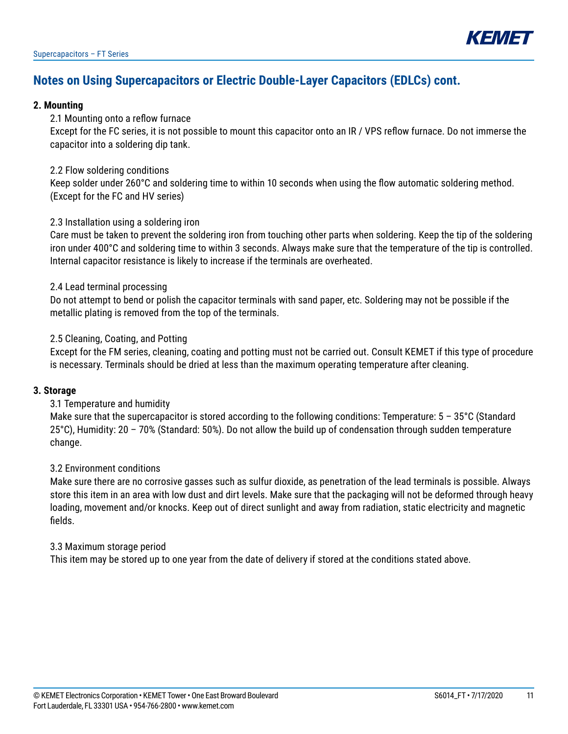## Notes on Using Supercapacitors or Electric Double-Layer Capacitors (EDLCs) cont.

### 2. Mounting

2.1 Mounting onto a reflow furnace

Except for the FC series, it is not possible to mount this capacitor onto an IR / VPS reflow furnace. Do not immerse the capacitor into a soldering dip tank.

2.2 Flow soldering conditions

Keep solder under 260°C and soldering time to within 10 seconds when using the flow automatic soldering method. (Except for the FC and HV series)

2.3 Installation using a soldering iron

Care must be taken to prevent the soldering iron from touching other parts when soldering. Keep the tip of the soldering iron under 400°C and soldering time to within 3 seconds. Always make sure that the temperature of the tip is controlled. Internal capacitor resistance is likely to increase if the terminals are overheated.

2.4 Lead terminal processing

Do not attempt to bend or polish the capacitor terminals with sand paper, etc. Soldering may not be possible if the metallic plating is removed from the top of the terminals.

2.5 Cleaning, Coating, and Potting

Except for the FM series, cleaning, coating and potting must not be carried out. Consult KEMET if this type of procedure is necessary. Terminals should be dried at less than the maximum operating temperature after cleaning.

### 3. Storage

3.1 Temperature and humidity

Make sure that the supercapacitor is stored according to the following conditions: Temperature: 5 – 35°C (Standard 25°C), Humidity: 20 – 70% (Standard: 50%). Do not allow the build up of condensation through sudden temperature change.

3.2 Environment conditions

Make sure there are no corrosive gasses such as sulfur dioxide, as penetration of the lead terminals is possible. Always store this item in an area with low dust and dirt levels. Make sure that the packaging will not be deformed through heavy loading, movement and/or knocks. Keep out of direct sunlight and away from radiation, static electricity and magnetic fields.

3.3 Maximum storage period

This item may be stored up to one year from the date of delivery if stored at the conditions stated above.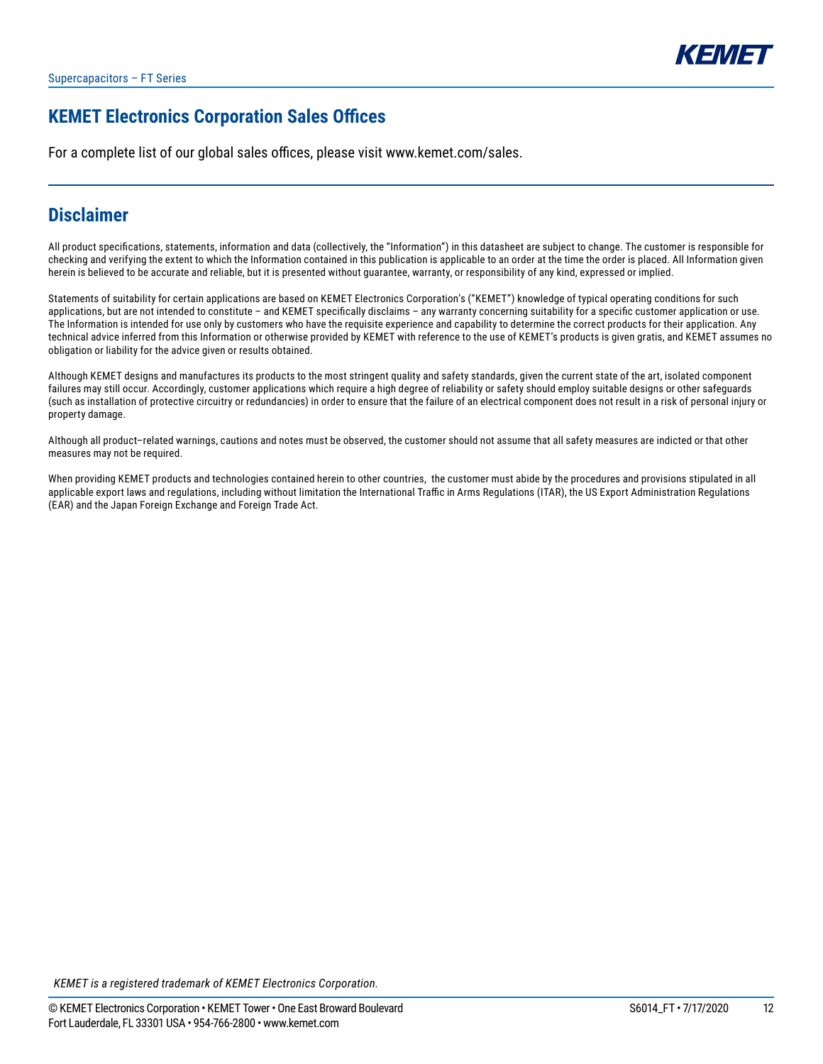## KEMET Electronics Corporation Sales Offices

For a complete list of our global sales offices, please visit www.kemet.com/sales.

## Disclaimer

All product specifications, statements, information and data (collectively, the "Information") in this datasheet are subject to change. The customer is responsible for checking and verifying the extent to which the Information contained in this publication is applicable to an order at the time the order is placed. All Information given herein is believed to be accurate and reliable, but it is presented without guarantee, warranty, or responsibility of any kind, expressed or implied.

Statements of suitability for certain applications are based on KEMET Electronics Corporation's ("KEMET") knowledge of typical operating conditions for such applications, but are not intended to constitute – and KEMET specifically disclaims – any warranty concerning suitability for a specific customer application or use. The Information is intended for use only by customers who have the requisite experience and capability to determine the correct products for their application. Any technical advice inferred from this Information or otherwise provided by KEMET with reference to the use of KEMET's products is given gratis, and KEMET assumes no obligation or liability for the advice given or results obtained.

Although KEMET designs and manufactures its products to the most stringent quality and safety standards, given the current state of the art, isolated component failures may still occur. Accordingly, customer applications which require a high degree of reliability or safety should employ suitable designs or other safeguards (such as installation of protective circuitry or redundancies) in order to ensure that the failure of an electrical component does not result in a risk of personal injury or property damage.

Although all product–related warnings, cautions and notes must be observed, the customer should not assume that all safety measures are indicted or that other measures may not be required.

When providing KEMET products and technologies contained herein to other countries, the customer must abide by the procedures and provisions stipulated in all applicable export laws and regulations, including without limitation the International Traffic in Arms Regulations (ITAR), the US Export Administration Regulations (EAR) and the Japan Foreign Exchange and Foreign Trade Act.

*KEMET is a registered trademark of KEMET Electronics Corporation.*